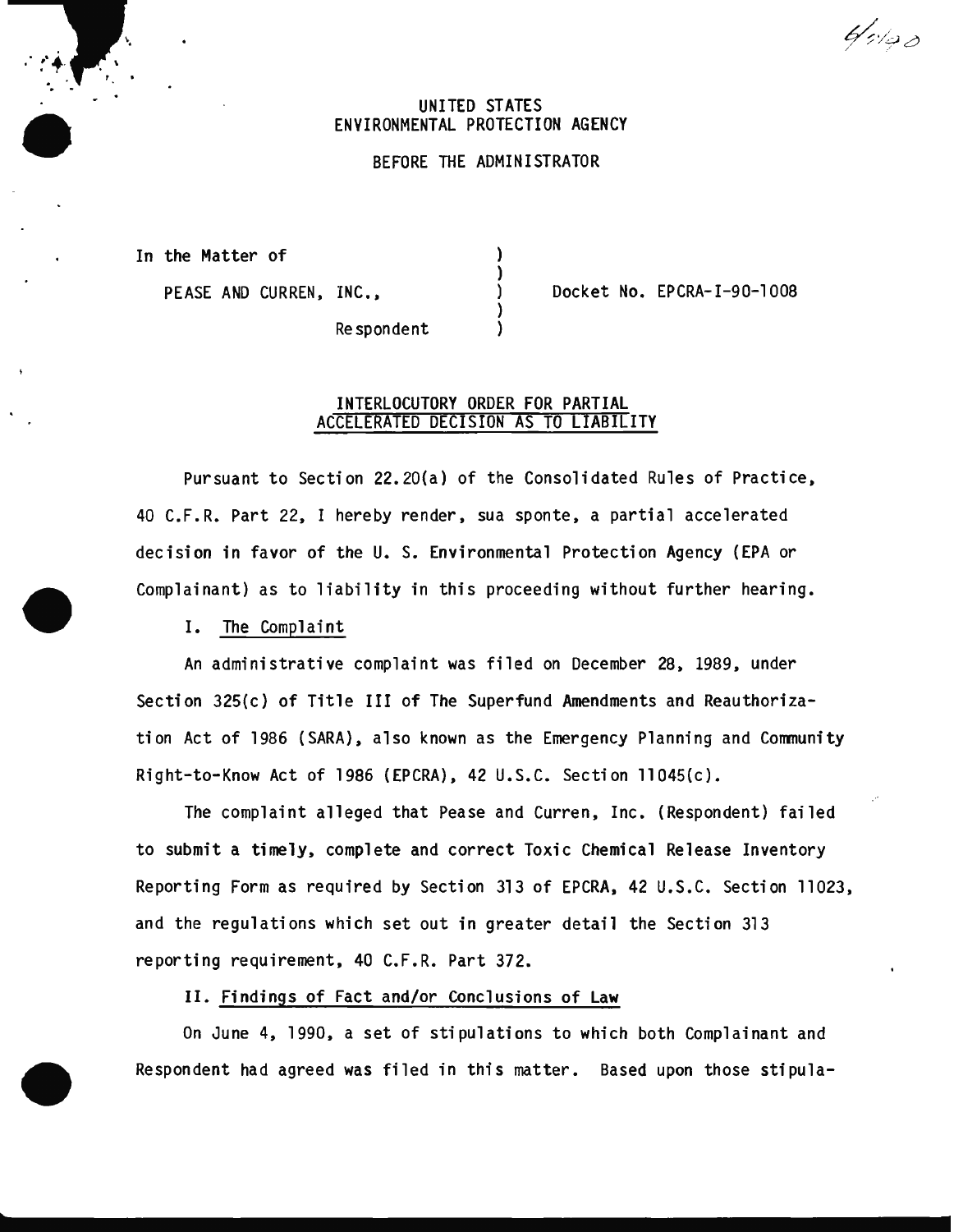UNITED STATES
ENVIRONMENTAL PROTECTION AGENCY

BEFORE THE ADMINISTRATOR

In the Matter of

PEASE AND CURREN, INC.,

Respondent

Docket No. EPCRA-I-90-1008

## INTERLOCUTORY ORDER FOR PARTIAL ACCELERATED DECISION AS TO LIABILITY

Pursuant to Section 22.20(a) of the Consolidated Rules of Practice, 40 C.F.R. Part 22, I hereby render, sua sponte, a partial accelerated decision in favor of the U. S. Environmental Protection Agency (EPA or Complainant) as to liability in this proceeding without further hearing.

### I. The Complaint

An administrative complaint was filed on December 28, 1989, under Section 325(c) of Title III of The Superfund Amendments and Reauthorization Act of 1986 (SARA), also known as the Emergency Planning and Community Right-to-Know Act of 1986 (EPCRA), 42 U.S.C. Section 11045(c).

The complaint alleged that Pease and Curren, Inc. (Respondent) failed to submit a timely, complete and correct Toxic Chemical Release Inventory Reporting Form as required by Section 313 of EPCRA, 42 U.S.C. Section 11023, and the regulations which set out in greater detail the Section 313 reporting requirement, 40 C.F.R. Part 372.

### II. Findings of Fact and/or Conclusions of Law

On June 4, 1990, a set of stipulations to which both Complainant and Respondent had agreed was filed in this matter. Based upon those stipula-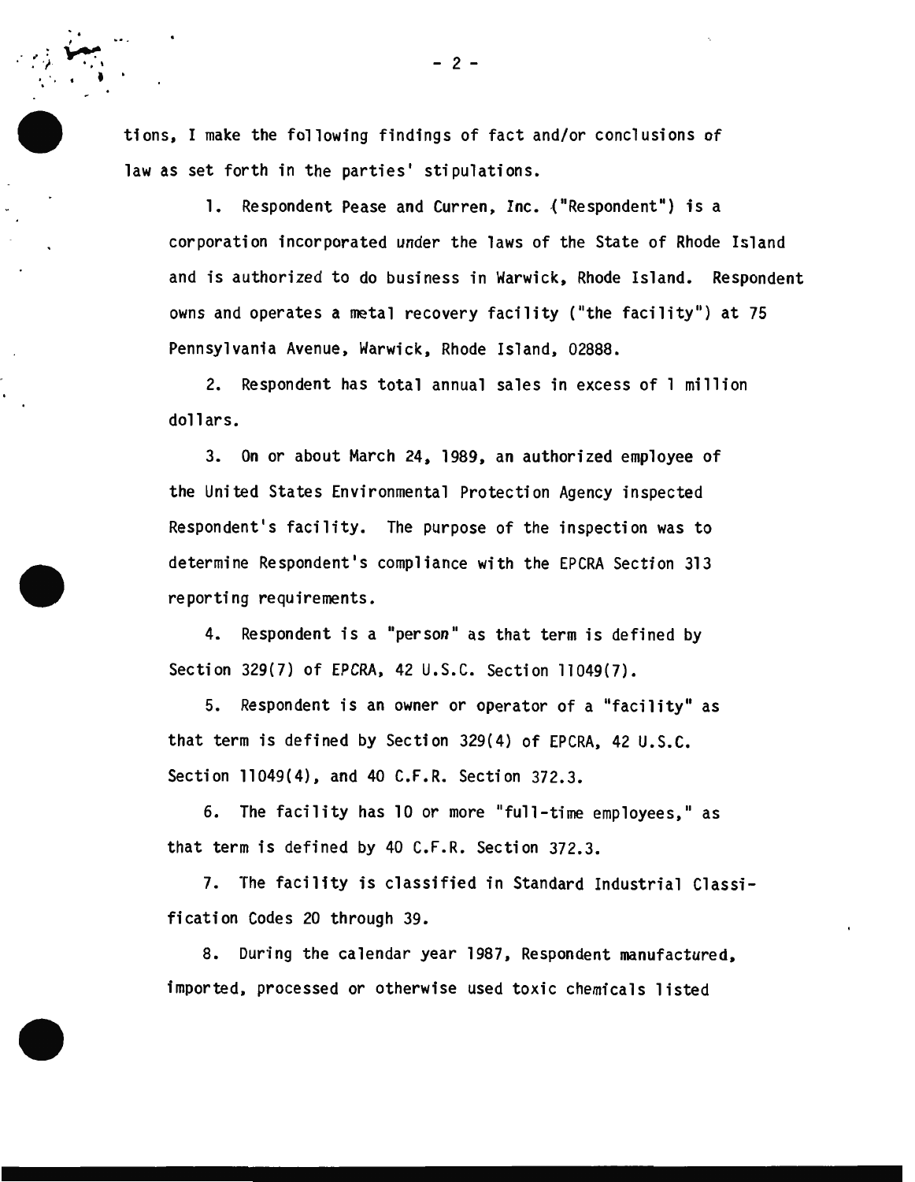tions, I make the following findings of fact and/or conclusions of law as set forth in the parties' stipulations.

1. Respondent Pease and Curren, Inc. ("Respondent") is a corporation incorporated under the laws of the State of Rhode Island and is authorized to do business in Warwick, Rhode Island. Respondent owns and operates a metal recovery facility ("the facility") at 75 Pennsylvania Avenue, Warwick, Rhode Island, 02888.

2. Respondent has total annual sales in excess of 1 million dollars.

3. On or about March 24, 1989, an authorized employee of the United States Environmental Protection Agency inspected Respondent's facility. The purpose of the inspection was to determine Respondent's compliance with the EPCRA Section 313 reporting requirements.

4. Respondent is a "person" as that term is defined by Section 329(7) of EPCRA, 42 U.S.C. Section 11049(7).

5. Respondent is an owner or operator of a "facility" as that term is defined by Section 329(4) of EPCRA, 42 U.S.C. Section 11049(4), and 40 C.F.R. Section 372.3.

6. The facility has 10 or more "full-time employees," as that term is defined by 40 C.F.R. Section 372.3.

7. The facility is classified in Standard Industrial Classification Codes 20 through 39.

8. During the calendar year 1987, Respondent manufactured, imported, processed or otherwise used toxic chemicals listed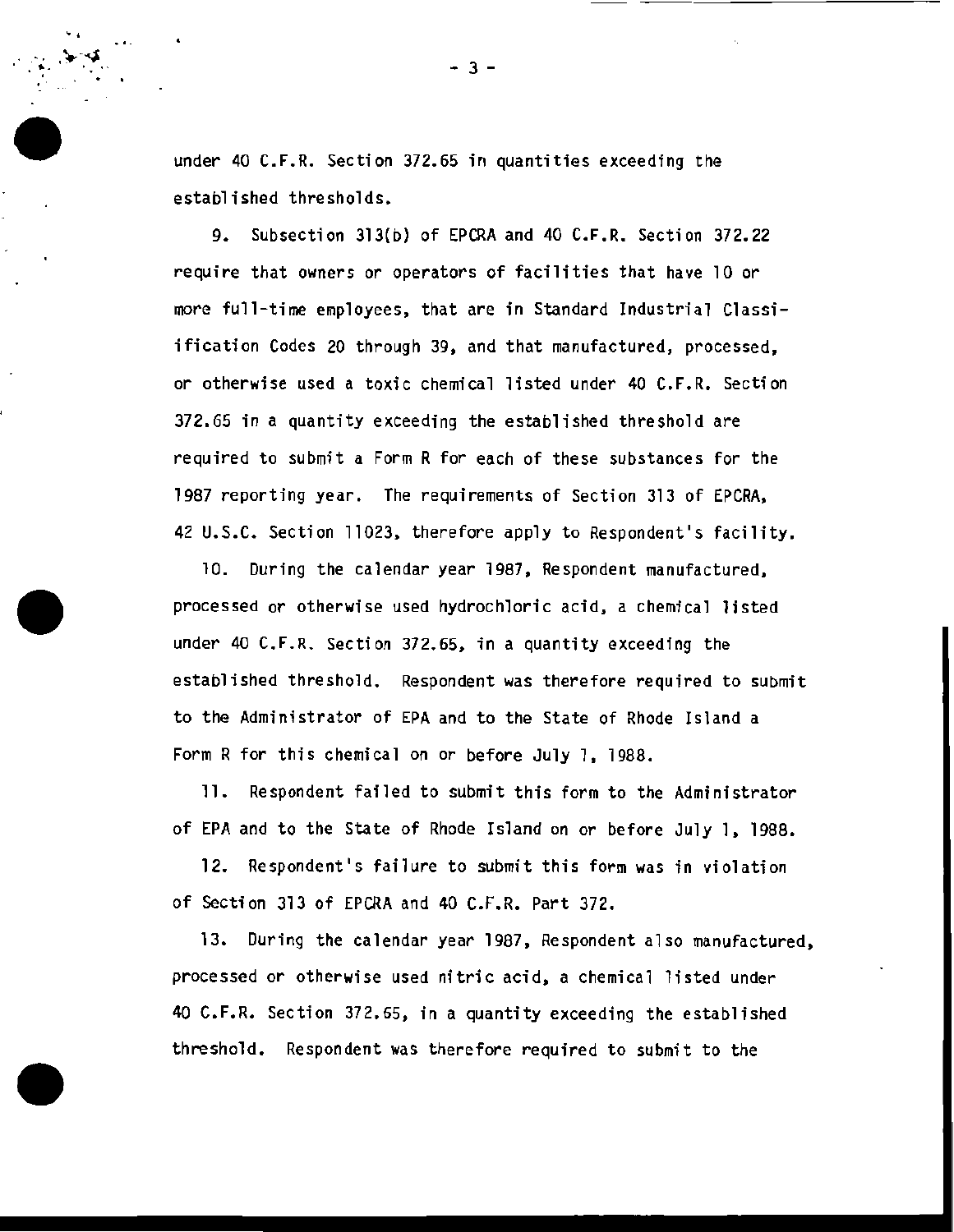under 40 C.F.R. Section 372.65 in quantities exceeding the established thresholds.

9. Subsection 313(b) of EPCRA and 40 C.F.R. Section 372.22 require that owners or operators of facilities that have 10 or more full-time employees, that are in Standard Industrial Classiification Codes 20 through 39, and that manufactured, processed, or otherwise used a toxic chemical listed under 40 C.F.R. Section 372.65 in a quantity exceeding the established threshold are required to submit a Form R for each of these substances for the 1987 reporting year. The requirements of Section 313 of EPCRA, 42 U.S.C. Section 11023, therefore apply to Respondent's facility.

10. During the calendar year 1987, Respondent manufactured, processed or otherwise used hydrochloric acid, a chemical listed under 40 C.F.R. Section 372.65, in a quantity exceeding the established threshold. Respondent was therefore required to submit to the Administrator of EPA and to the State of Rhode Island a Form R for this chemical on or before July 1, 1988.

11. Respondent failed to submit this form to the Administrator of EPA and to the State of Rhode Island on or before July 1, 1988.

12. Respondent's failure to submit this form was in violation of Section 313 of EPCRA and 40 C.F.R. Part 372.

13. During the calendar year 1987, Respondent also manufactured, processed or otherwise used nitric acid, a chemical listed under 40 C.F.R. Section 372.65, in a quantity exceeding the established threshold. Respondent was therefore required to submit to the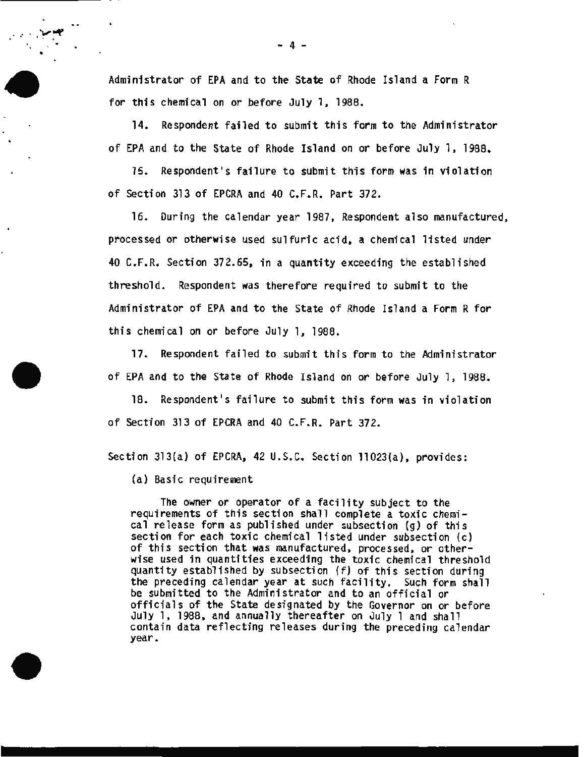Administrator of EPA and to the State of Rhode Island a Form R for this chemical on or before July 1, 1988.

14. Respondent failed to submit this form to the Administrator of EPA and to the State of Rhode Island on or before July 1, 1988.

15. Respondent's failure to submit this form was in violation of Section 313 of EPCRA and 40 C.F.R. Part 372.

16. During the calendar year 1987, Respondent also manufactured, processed or otherwise used sulfuric acid, a chemical listed under 40 C.F.R. Section 372.65, in a quantity exceeding the established threshold. Respondent was therefore required to submit to the Administrator of EPA and to the State of Rhode Island a Form R for this chemical on or before July 1, 1988.

17. Respondent failed to submit this form to the Administrator of EPA and to the State of Rhode Island on or before July 1, 1988.

18. Respondent's failure to submit this form was in violation of Section 313 of EPCRA and 40 C.F.R. Part 372.

Section 313(a) of EPCRA, 42 U.S.C. Section 11023(a), provides:

> (a) Basic requirement
>
> The owner or operator of a facility subject to the requirements of this section shall complete a toxic chemical release form as published under subsection (g) of this section for each toxic chemical listed under subsection (c) of this section that was manufactured, processed, or otherwise used in quantities exceeding the toxic chemical threshold quantity established by subsection (f) of this section during the preceding calendar year at such facility. Such form shall be submitted to the Administrator and to an official or officials of the State designated by the Governor on or before July 1, 1988, and annually thereafter on July 1 and shall contain data reflecting releases during the preceding calendar year.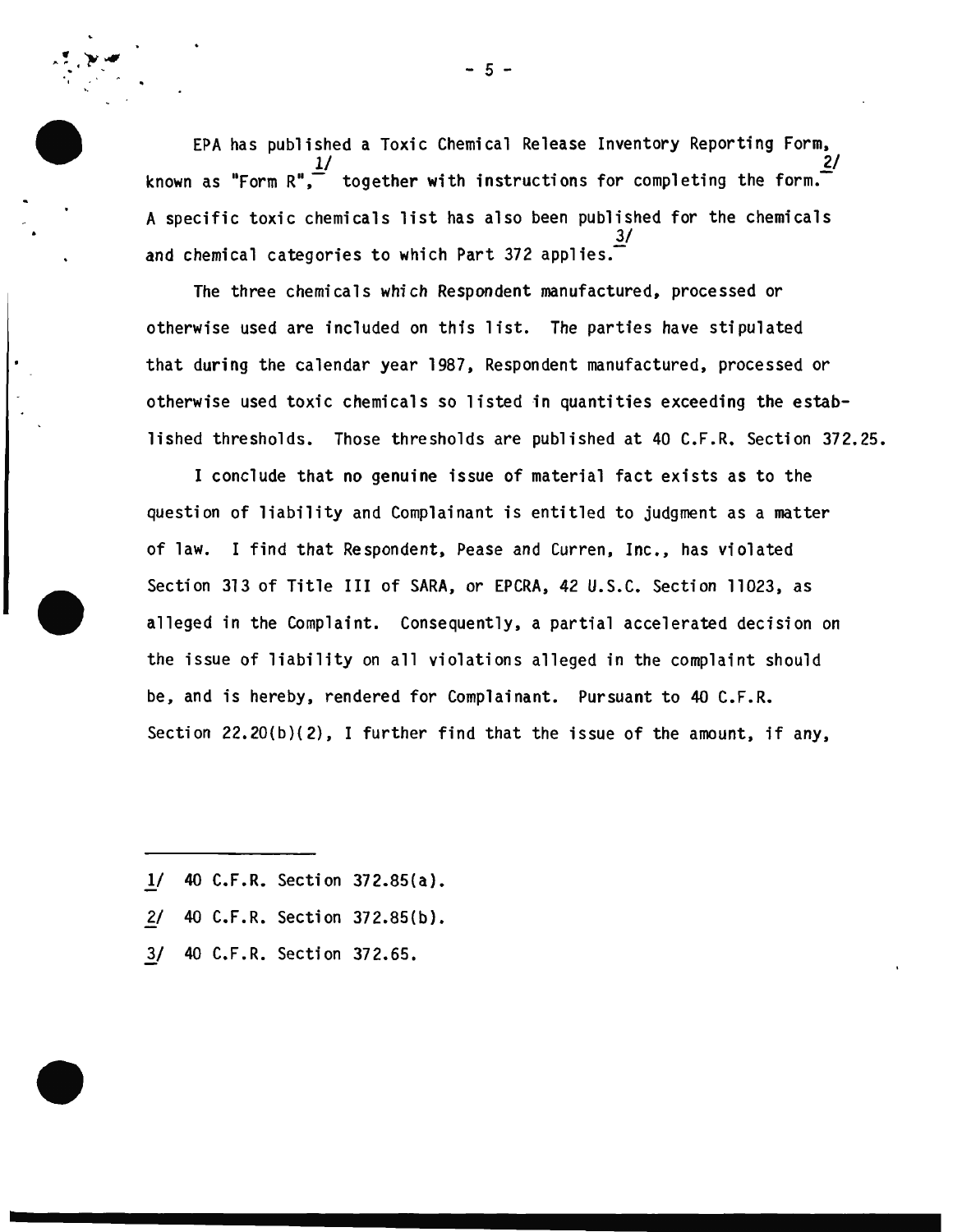EPA has published a Toxic Chemical Release Inventory Reporting Form, known as "Form R",[1] together with instructions for completing the form.[2] A specific toxic chemicals list has also been published for the chemicals and chemical categories to which Part 372 applies.[3]

The three chemicals which Respondent manufactured, processed or otherwise used are included on this list. The parties have stipulated that during the calendar year 1987, Respondent manufactured, processed or otherwise used toxic chemicals so listed in quantities exceeding the established thresholds. Those thresholds are published at 40 C.F.R. Section 372.25.

I conclude that no genuine issue of material fact exists as to the question of liability and Complainant is entitled to judgment as a matter of law. I find that Respondent, Pease and Curren, Inc., has violated Section 313 of Title III of SARA, or EPCRA, 42 U.S.C. Section 11023, as alleged in the Complaint. Consequently, a partial accelerated decision on the issue of liability on all violations alleged in the complaint should be, and is hereby, rendered for Complainant. Pursuant to 40 C.F.R. Section 22.20(b)(2), I further find that the issue of the amount, if any,

---

1/ 40 C.F.R. Section 372.85(a).

2/ 40 C.F.R. Section 372.85(b).

3/ 40 C.F.R. Section 372.65.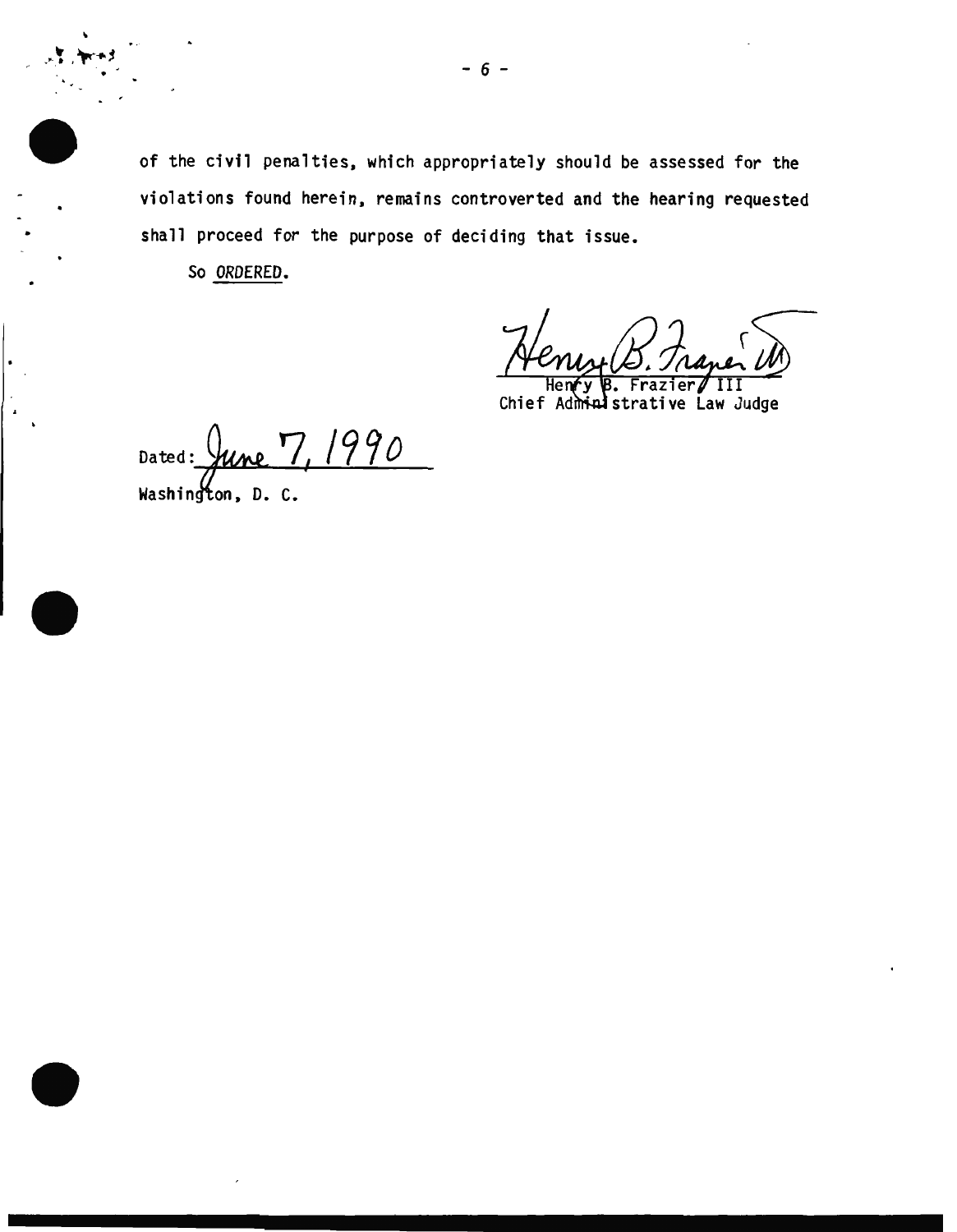of the civil penalties, which appropriately should be assessed for the violations found herein, remains controverted and the hearing requested shall proceed for the purpose of deciding that issue.

So _ORDERED_.

Henry B. Frazier III
Chief Administrative Law Judge

Dated: June 7, 1990
Washington, D. C.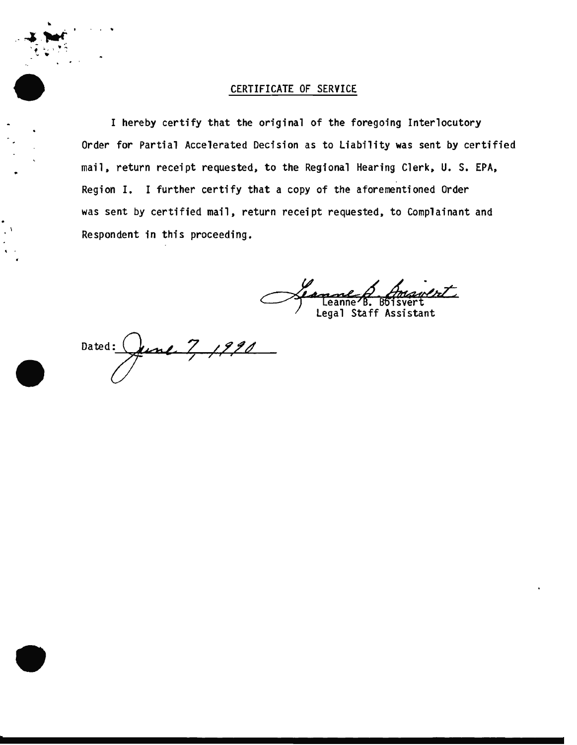## CERTIFICATE OF SERVICE

I hereby certify that the original of the foregoing Interlocutory Order for Partial Accelerated Decision as to Liability was sent by certified mail, return receipt requested, to the Regional Hearing Clerk, U. S. EPA, Region I. I further certify that a copy of the aforementioned Order was sent by certified mail, return receipt requested, to Complainant and Respondent in this proceeding.

Leanne B. Boisvert
Legal Staff Assistant

Dated: June 7, 1990